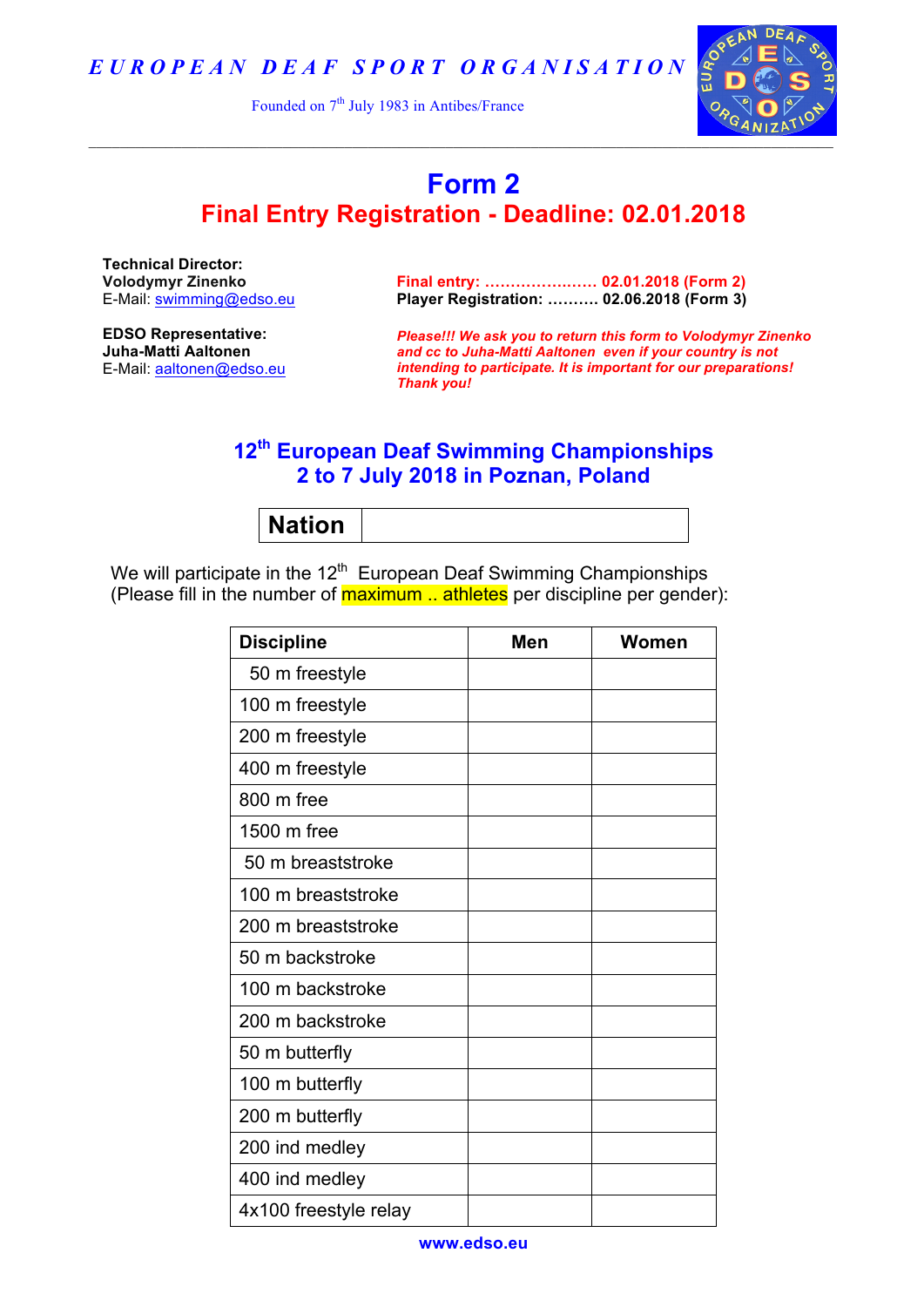E U R O P E A N   D E A F   S P O R T   O R G A N I S A T I O N

Founded on 7th July 1983 in Antibes/France

---

# Form 2

## Final Entry Registration - Deadline: 02.01.2018

**Technical Director:**
**Volodymyr Zinenko**
E-Mail: swimming@edso.eu

**EDSO Representative:**
**Juha-Matti Aaltonen**
E-Mail: aaltonen@edso.eu

**Final entry: ………………..…. 02.01.2018 (Form 2)**
**Player Registration: ………. 02.06.2018 (Form 3)**

***Please!!! We ask you to return this form to Volodymyr Zinenko and cc to Juha-Matti Aaltonen even if your country is not intending to participate. It is important for our preparations! Thank you!***

## 12th European Deaf Swimming Championships
## 2 to 7 July 2018 in Poznan, Poland

| **Nation** | |
|---|---|

We will participate in the 12th European Deaf Swimming Championships
(Please fill in the number of maximum .. athletes per discipline per gender):

| Discipline | Men | Women |
|---|---|---|
| 50 m freestyle | | |
| 100 m freestyle | | |
| 200 m freestyle | | |
| 400 m freestyle | | |
| 800 m free | | |
| 1500 m free | | |
| 50 m breaststroke | | |
| 100 m breaststroke | | |
| 200 m breaststroke | | |
| 50 m backstroke | | |
| 100 m backstroke | | |
| 200 m backstroke | | |
| 50 m butterfly | | |
| 100 m butterfly | | |
| 200 m butterfly | | |
| 200 ind medley | | |
| 400 ind medley | | |
| 4x100 freestyle relay | | |

www.edso.eu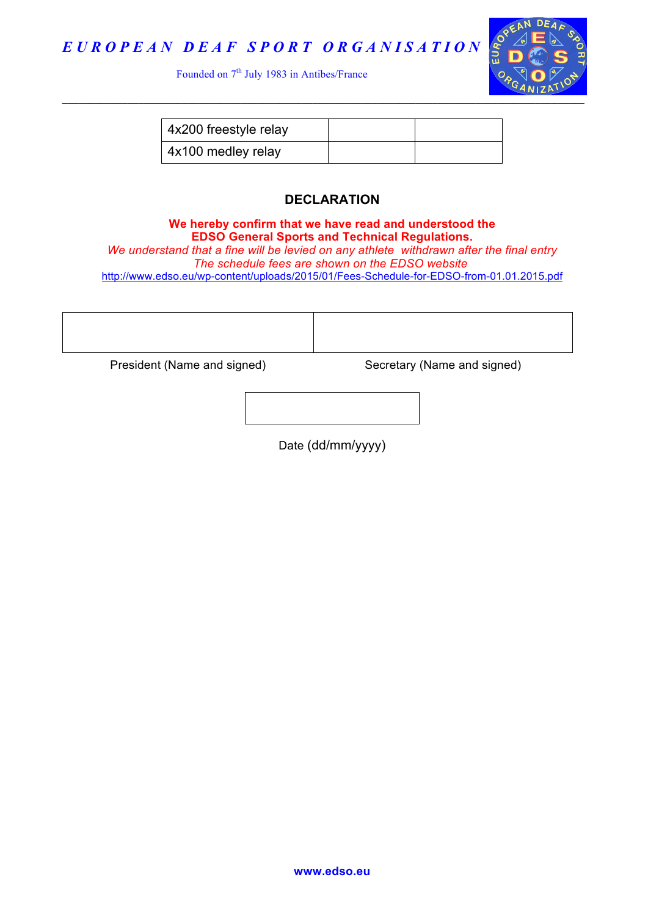| | | |
|---|---|---|
| 4x200 freestyle relay | | |
| 4x100 medley relay | | |

## DECLARATION

**We hereby confirm that we have read and understood the EDSO General Sports and Technical Regulations.**

*We understand that a fine will be levied on any athlete withdrawn after the final entry*

*The schedule fees are shown on the EDSO website*

http://www.edso.eu/wp-content/uploads/2015/01/Fees-Schedule-for-EDSO-from-01.01.2015.pdf

| | |
|---|---|
| | |
| President (Name and signed) | Secretary (Name and signed) |

Date (dd/mm/yyyy)